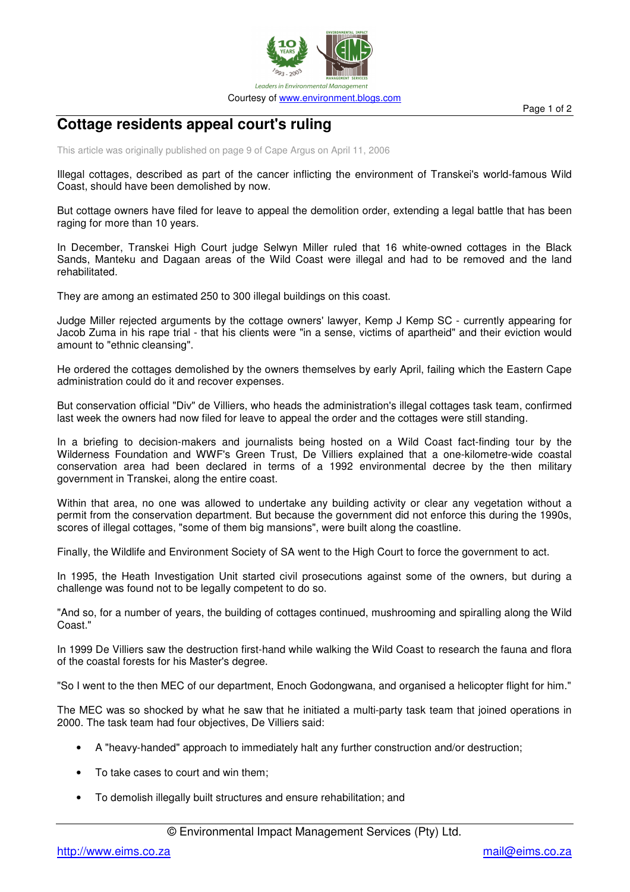Courtesy of www.environment.blogs.com

# Cottage residents appeal court's ruling

This article was originally published on page 9 of Cape Argus on April 11, 2006

Illegal cottages, described as part of the cancer inflicting the environment of Transkei's world-famous Wild Coast, should have been demolished by now.

But cottage owners have filed for leave to appeal the demolition order, extending a legal battle that has been raging for more than 10 years.

In December, Transkei High Court judge Selwyn Miller ruled that 16 white-owned cottages in the Black Sands, Manteku and Dagaan areas of the Wild Coast were illegal and had to be removed and the land rehabilitated.

They are among an estimated 250 to 300 illegal buildings on this coast.

Judge Miller rejected arguments by the cottage owners' lawyer, Kemp J Kemp SC - currently appearing for Jacob Zuma in his rape trial - that his clients were "in a sense, victims of apartheid" and their eviction would amount to "ethnic cleansing".

He ordered the cottages demolished by the owners themselves by early April, failing which the Eastern Cape administration could do it and recover expenses.

But conservation official "Div" de Villiers, who heads the administration's illegal cottages task team, confirmed last week the owners had now filed for leave to appeal the order and the cottages were still standing.

In a briefing to decision-makers and journalists being hosted on a Wild Coast fact-finding tour by the Wilderness Foundation and WWF's Green Trust, De Villiers explained that a one-kilometre-wide coastal conservation area had been declared in terms of a 1992 environmental decree by the then military government in Transkei, along the entire coast.

Within that area, no one was allowed to undertake any building activity or clear any vegetation without a permit from the conservation department. But because the government did not enforce this during the 1990s, scores of illegal cottages, "some of them big mansions", were built along the coastline.

Finally, the Wildlife and Environment Society of SA went to the High Court to force the government to act.

In 1995, the Heath Investigation Unit started civil prosecutions against some of the owners, but during a challenge was found not to be legally competent to do so.

"And so, for a number of years, the building of cottages continued, mushrooming and spiralling along the Wild Coast."

In 1999 De Villiers saw the destruction first-hand while walking the Wild Coast to research the fauna and flora of the coastal forests for his Master's degree.

"So I went to the then MEC of our department, Enoch Godongwana, and organised a helicopter flight for him."

The MEC was so shocked by what he saw that he initiated a multi-party task team that joined operations in 2000. The task team had four objectives, De Villiers said:

- A "heavy-handed" approach to immediately halt any further construction and/or destruction;
- To take cases to court and win them;
- To demolish illegally built structures and ensure rehabilitation; and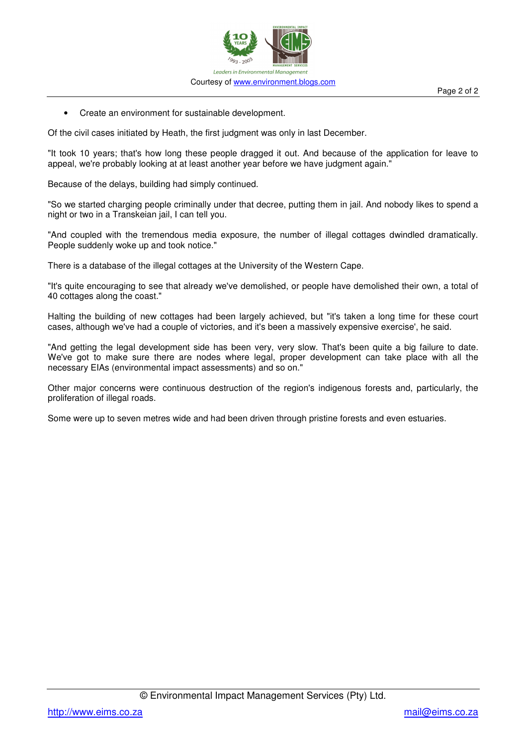- Create an environment for sustainable development.

Of the civil cases initiated by Heath, the first judgment was only in last December.

"It took 10 years; that's how long these people dragged it out. And because of the application for leave to appeal, we're probably looking at at least another year before we have judgment again."

Because of the delays, building had simply continued.

"So we started charging people criminally under that decree, putting them in jail. And nobody likes to spend a night or two in a Transkeian jail, I can tell you.

"And coupled with the tremendous media exposure, the number of illegal cottages dwindled dramatically. People suddenly woke up and took notice."

There is a database of the illegal cottages at the University of the Western Cape.

"It's quite encouraging to see that already we've demolished, or people have demolished their own, a total of 40 cottages along the coast."

Halting the building of new cottages had been largely achieved, but "it's taken a long time for these court cases, although we've had a couple of victories, and it's been a massively expensive exercise', he said.

"And getting the legal development side has been very, very slow. That's been quite a big failure to date. We've got to make sure there are nodes where legal, proper development can take place with all the necessary EIAs (environmental impact assessments) and so on."

Other major concerns were continuous destruction of the region's indigenous forests and, particularly, the proliferation of illegal roads.

Some were up to seven metres wide and had been driven through pristine forests and even estuaries.